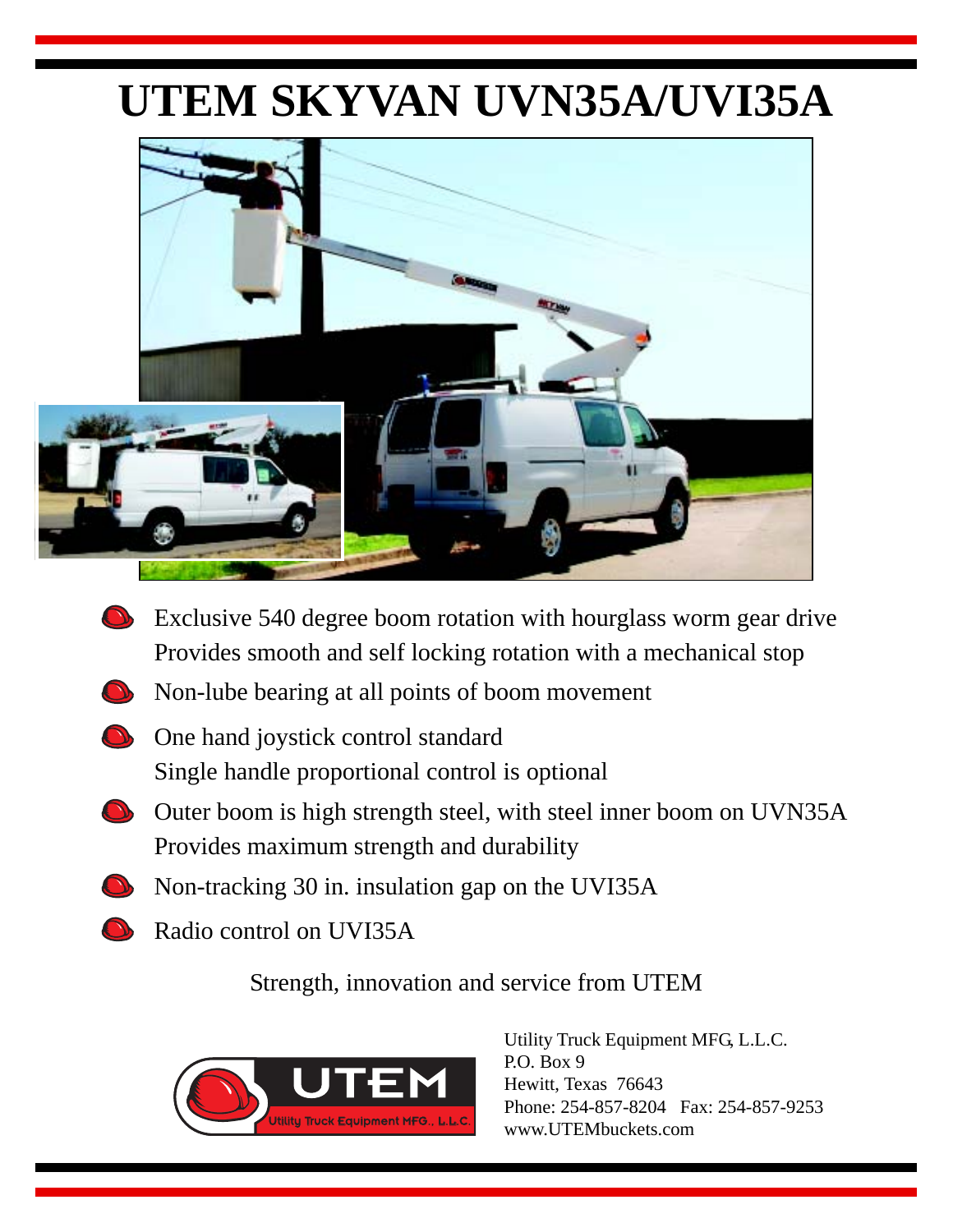# UTEM SKYVAN UVN35A/UVI35A

- Exclusive 540 degree boom rotation with hourglass worm gear drive
  Provides smooth and self locking rotation with a mechanical stop
- Non-lube bearing at all points of boom movement
- One hand joystick control standard
  Single handle proportional control is optional
- Outer boom is high strength steel, with steel inner boom on UVN35A
  Provides maximum strength and durability
- Non-tracking 30 in. insulation gap on the UVI35A
- Radio control on UVI35A

Strength, innovation and service from UTEM

UTEM
Utility Truck Equipment MFG., L.L.C.

Utility Truck Equipment MFG, L.L.C.
P.O. Box 9
Hewitt, Texas 76643
Phone: 254-857-8204 Fax: 254-857-9253
www.UTEMbuckets.com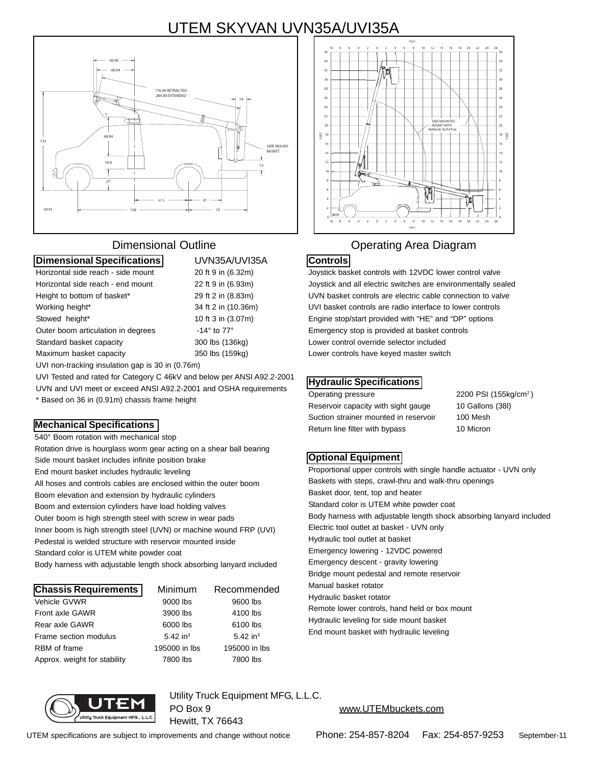# UTEM SKYVAN UVN35A/UVI35A

50.94
46.94
176.00 RETRACTED
284.00 EXTENDED
14
123
48.94
SIDE MOUNT BASKET
16.0
13
27
67.5
41
0533
138
73

## Dimensional Outline

FEET
END MOUNTED BASKET WITH MANUAL ROTATOR
0535

## Operating Area Diagram

| Dimensional Specifications | UVN35A/UVI35A |
|---|---|
| Horizontal side reach - side mount | 20 ft 9 in (6.32m) |
| Horizontal side reach - end mount | 22 ft 9 in (6.93m) |
| Height to bottom of basket* | 29 ft 2 in (8.83m) |
| Working height* | 34 ft 2 in (10.36m) |
| Stowed height* | 10 ft 3 in (3.07m) |
| Outer boom articulation in degrees | -14° to 77° |
| Standard basket capacity | 300 lbs (136kg) |
| Maximum basket capacity | 350 lbs (159kg) |

UVI non-tracking insulation gap is 30 in (0.76m)

UVI Tested and rated for Category C 46kV and below per ANSI A92.2-2001

UVN and UVI meet or exceed ANSI A92.2-2001 and OSHA requirements

* Based on 36 in (0.91m) chassis frame height

### Mechanical Specifications

540° Boom rotation with mechanical stop

Rotation drive is hourglass worm gear acting on a shear ball bearing

Side mount basket includes infinite position brake

End mount basket includes hydraulic leveling

All hoses and controls cables are enclosed within the outer boom

Boom elevation and extension by hydraulic cylinders

Boom and extension cylinders have load holding valves

Outer boom is high strength steel with screw in wear pads

Inner boom is high strength steel (UVN) or machine wound FRP (UVI)

Pedestal is welded structure with reservoir mounted inside

Standard color is UTEM white powder coat

Body harness with adjustable length shock absorbing lanyard included

| Chassis Requirements | Minimum | Recommended |
|---|---|---|
| Vehicle GVWR | 9000 lbs | 9600 lbs |
| Front axle GAWR | 3900 lbs | 4100 lbs |
| Rear axle GAWR | 6000 lbs | 6100 lbs |
| Frame section modulus | 5.42 $in^3$ | 5.42 $in^3$ |
| RBM of frame | 195000 in lbs | 195000 in lbs |
| Approx. weight for stability | 7800 lbs | 7800 lbs |

### Controls

Joystick basket controls with 12VDC lower control valve

Joystick and all electric switches are environmentally sealed

UVN basket controls are electric cable connection to valve

UVI basket controls are radio interface to lower controls

Engine stop/start provided with "HE" and "DP" options

Emergency stop is provided at basket controls

Lower control override selector included

Lower controls have keyed master switch

| Hydraulic Specifications | |
|---|---|
| Operating pressure | 2200 PSI (155kg/$cm^2$) |
| Reservoir capacity with sight gauge | 10 Gallons (38l) |
| Suction strainer mounted in reservoir | 100 Mesh |
| Return line filter with bypass | 10 Micron |

### Optional Equipment

Proportional upper controls with single handle actuator - UVN only

Baskets with steps, crawl-thru and walk-thru openings

Basket door, tent, top and heater

Standard color is UTEM white powder coat

Body harness with adjustable length shock absorbing lanyard included

Electric tool outlet at basket - UVN only

Hydraulic tool outlet at basket

Emergency lowering - 12VDC powered

Emergency descent - gravity lowering

Bridge mount pedestal and remote reservoir

Manual basket rotator

Hydraulic basket rotator

Remote lower controls, hand held or box mount

Hydraulic leveling for side mount basket

End mount basket with hydraulic leveling

UTEM Utility Truck Equipment MFG., L.L.C.

Utility Truck Equipment MFG, L.L.C.
PO Box 9
Hewitt, TX 76643

www.UTEMbuckets.com

UTEM specifications are subject to improvements and change without notice

Phone: 254-857-8204 Fax: 254-857-9253 September-11